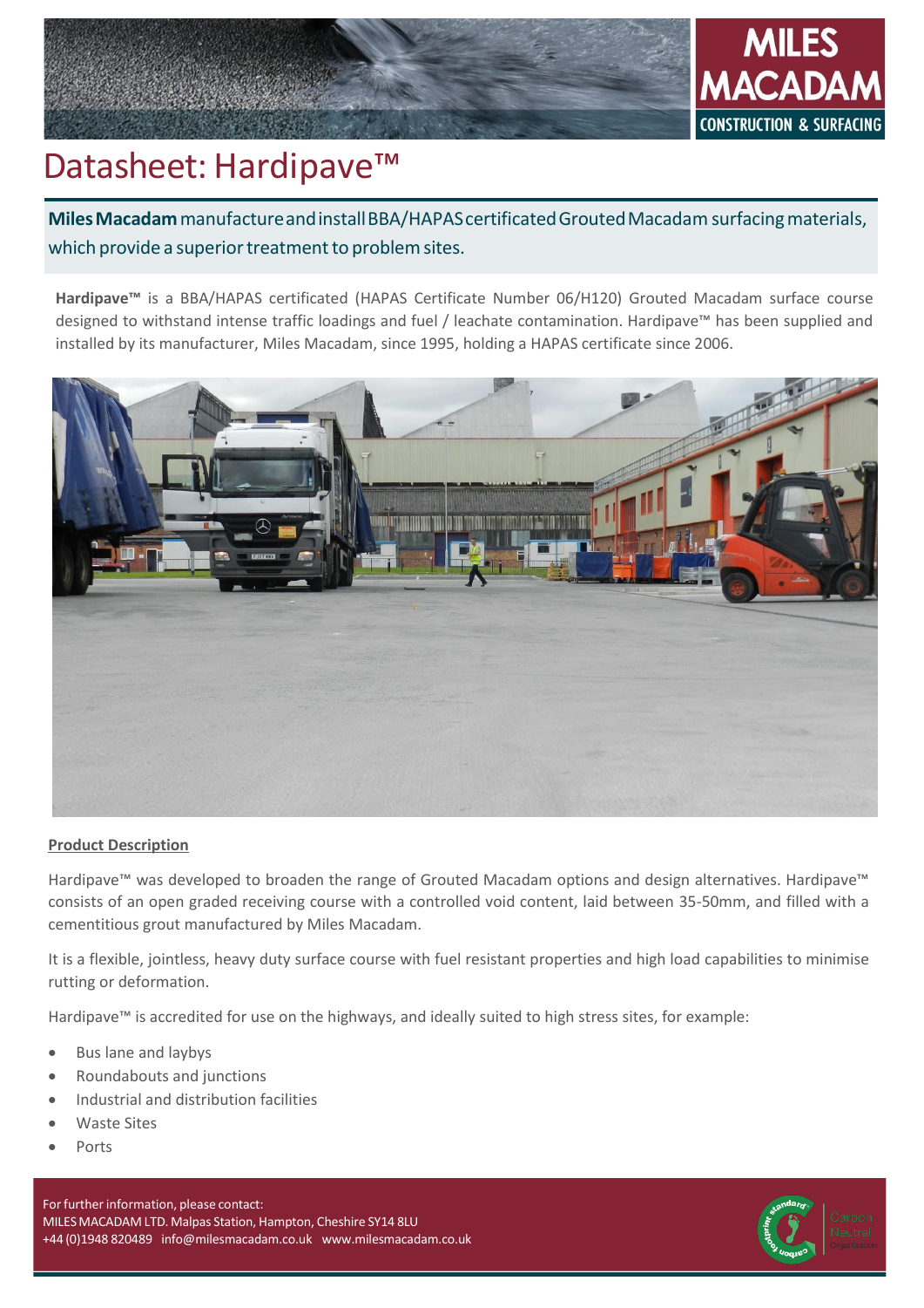# Datasheet: Hardipave™

**Miles Macadam** manufacture and install BBA/HAPAS certificated Grouted Macadam surfacing materials, which provide a superior treatment to problem sites.

**Hardipave™** is a BBA/HAPAS certificated (HAPAS Certificate Number 06/H120) Grouted Macadam surface course designed to withstand intense traffic loadings and fuel / leachate contamination. Hardipave™ has been supplied and installed by its manufacturer, Miles Macadam, since 1995, holding a HAPAS certificate since 2006.

## Product Description

Hardipave™ was developed to broaden the range of Grouted Macadam options and design alternatives. Hardipave™ consists of an open graded receiving course with a controlled void content, laid between 35-50mm, and filled with a cementitious grout manufactured by Miles Macadam.

It is a flexible, jointless, heavy duty surface course with fuel resistant properties and high load capabilities to minimise rutting or deformation.

Hardipave™ is accredited for use on the highways, and ideally suited to high stress sites, for example:

- Bus lane and laybys
- Roundabouts and junctions
- Industrial and distribution facilities
- Waste Sites
- Ports

For further information, please contact:
MILES MACADAM LTD. Malpas Station, Hampton, Cheshire SY14 8LU
+44 (0)1948 820489 info@milesmacadam.co.uk www.milesmacadam.co.uk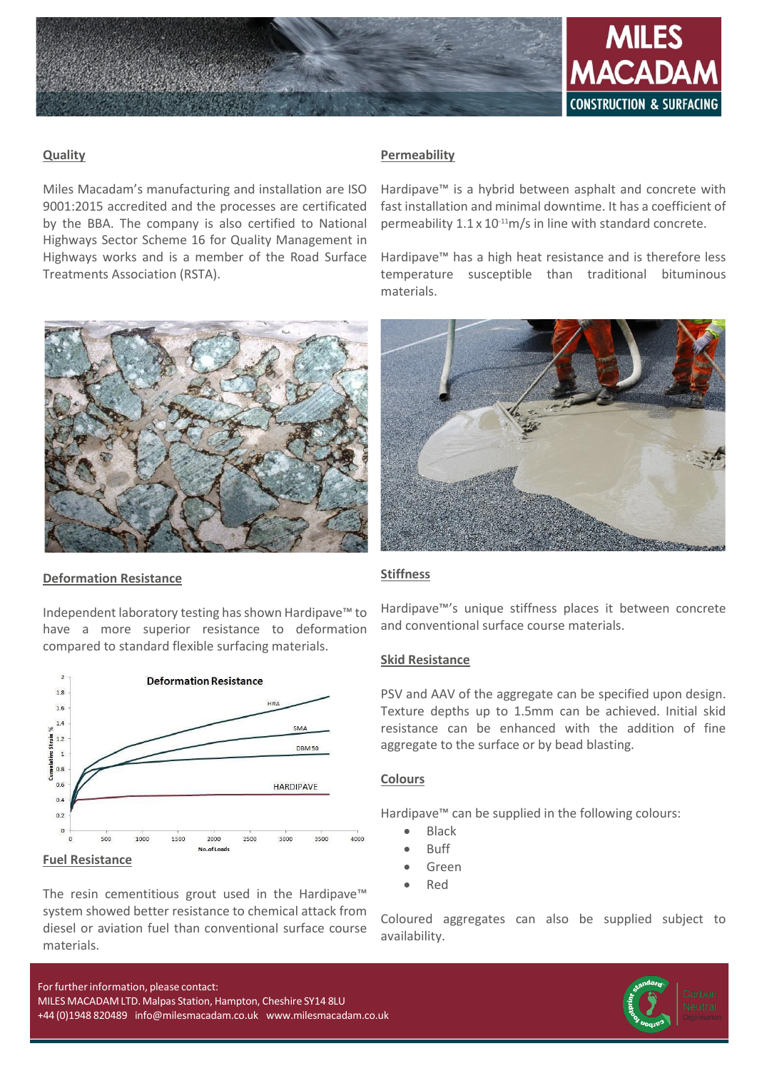## Quality

Miles Macadam's manufacturing and installation are ISO 9001:2015 accredited and the processes are certificated by the BBA. The company is also certified to National Highways Sector Scheme 16 for Quality Management in Highways works and is a member of the Road Surface Treatments Association (RSTA).

## Permeability

Hardipave™ is a hybrid between asphalt and concrete with fast installation and minimal downtime. It has a coefficient of permeability $1.1 \times 10^{-11}$m/s in line with standard concrete.

Hardipave™ has a high heat resistance and is therefore less temperature susceptible than traditional bituminous materials.

## Deformation Resistance

Independent laboratory testing has shown Hardipave™ to have a more superior resistance to deformation compared to standard flexible surfacing materials.

Deformation Resistance

Cumulative Strain %

0
0.2
0.4
0.6
0.8
1
1.2
1.4
1.6
1.8
2

0
500
1000
1500
2000
2500
3000
3500
4000

No. of Loads

HRA
SMA
DBM 50
HARDIPAVE

## Fuel Resistance

The resin cementitious grout used in the Hardipave™ system showed better resistance to chemical attack from diesel or aviation fuel than conventional surface course materials.

## Stiffness

Hardipave™'s unique stiffness places it between concrete and conventional surface course materials.

## Skid Resistance

PSV and AAV of the aggregate can be specified upon design. Texture depths up to 1.5mm can be achieved. Initial skid resistance can be enhanced with the addition of fine aggregate to the surface or by bead blasting.

## Colours

Hardipave™ can be supplied in the following colours:

- Black
- Buff
- Green
- Red

Coloured aggregates can also be supplied subject to availability.

For further information, please contact:
MILES MACADAM LTD. Malpas Station, Hampton, Cheshire SY14 8LU
+44 (0)1948 820489 info@milesmacadam.co.uk www.milesmacadam.co.uk